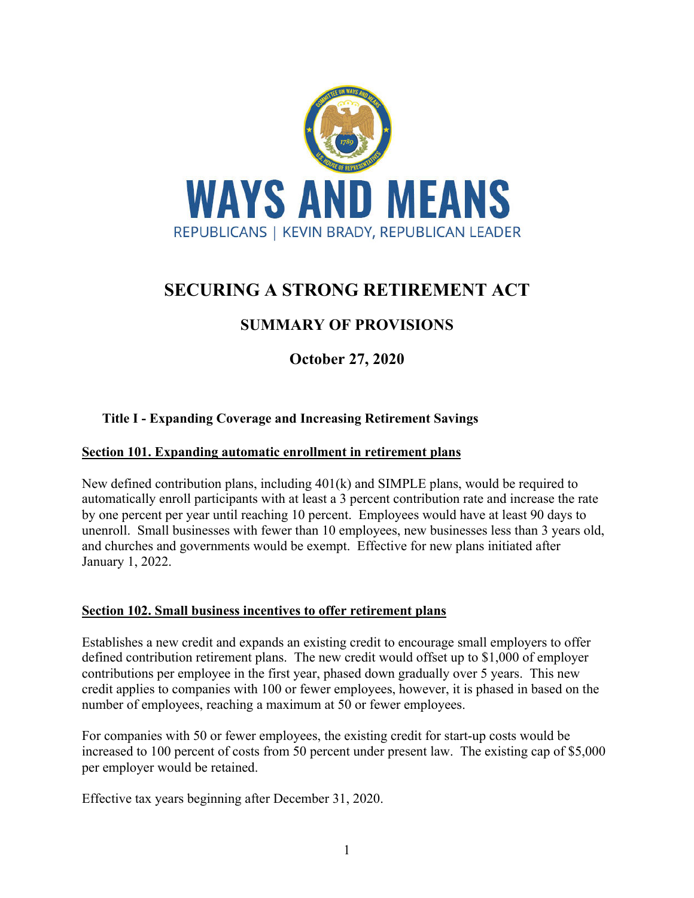# WAYS AND MEANS

REPUBLICANS | KEVIN BRADY, REPUBLICAN LEADER

# SECURING A STRONG RETIREMENT ACT

## SUMMARY OF PROVISIONS

### October 27, 2020

### Title I - Expanding Coverage and Increasing Retirement Savings

**Section 101. Expanding automatic enrollment in retirement plans**

New defined contribution plans, including 401(k) and SIMPLE plans, would be required to automatically enroll participants with at least a 3 percent contribution rate and increase the rate by one percent per year until reaching 10 percent. Employees would have at least 90 days to unenroll. Small businesses with fewer than 10 employees, new businesses less than 3 years old, and churches and governments would be exempt. Effective for new plans initiated after January 1, 2022.

**Section 102. Small business incentives to offer retirement plans**

Establishes a new credit and expands an existing credit to encourage small employers to offer defined contribution retirement plans. The new credit would offset up to $1,000 of employer contributions per employee in the first year, phased down gradually over 5 years. This new credit applies to companies with 100 or fewer employees, however, it is phased in based on the number of employees, reaching a maximum at 50 or fewer employees.

For companies with 50 or fewer employees, the existing credit for start-up costs would be increased to 100 percent of costs from 50 percent under present law. The existing cap of $5,000 per employer would be retained.

Effective tax years beginning after December 31, 2020.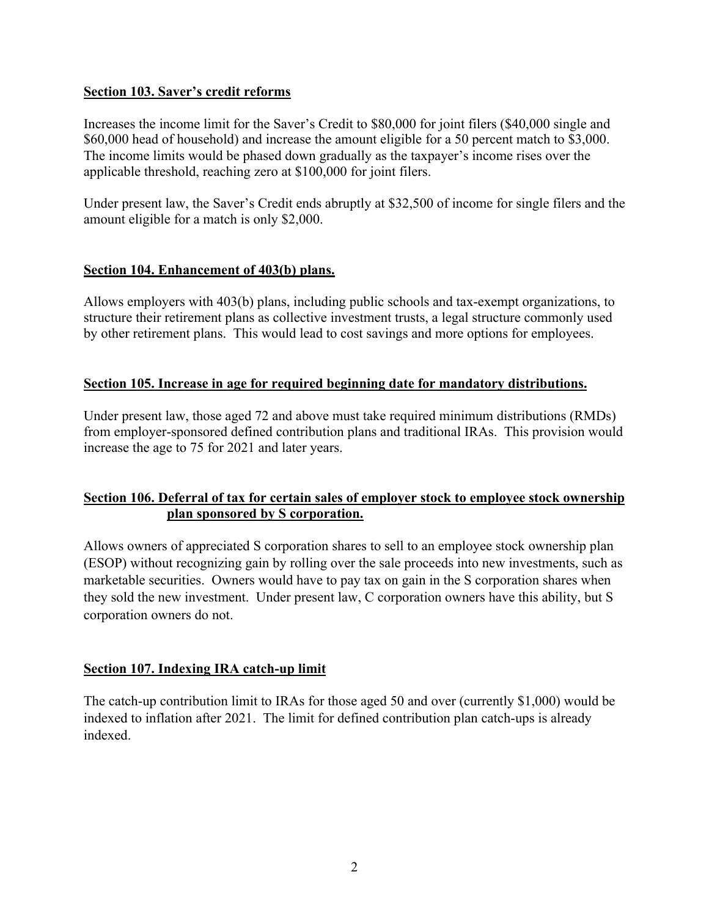**Section 103. Saver's credit reforms**

Increases the income limit for the Saver's Credit to $80,000 for joint filers ($40,000 single and $60,000 head of household) and increase the amount eligible for a 50 percent match to $3,000. The income limits would be phased down gradually as the taxpayer's income rises over the applicable threshold, reaching zero at $100,000 for joint filers.

Under present law, the Saver's Credit ends abruptly at $32,500 of income for single filers and the amount eligible for a match is only $2,000.

**Section 104. Enhancement of 403(b) plans.**

Allows employers with 403(b) plans, including public schools and tax-exempt organizations, to structure their retirement plans as collective investment trusts, a legal structure commonly used by other retirement plans. This would lead to cost savings and more options for employees.

**Section 105. Increase in age for required beginning date for mandatory distributions.**

Under present law, those aged 72 and above must take required minimum distributions (RMDs) from employer-sponsored defined contribution plans and traditional IRAs. This provision would increase the age to 75 for 2021 and later years.

**Section 106. Deferral of tax for certain sales of employer stock to employee stock ownership plan sponsored by S corporation.**

Allows owners of appreciated S corporation shares to sell to an employee stock ownership plan (ESOP) without recognizing gain by rolling over the sale proceeds into new investments, such as marketable securities. Owners would have to pay tax on gain in the S corporation shares when they sold the new investment. Under present law, C corporation owners have this ability, but S corporation owners do not.

**Section 107. Indexing IRA catch-up limit**

The catch-up contribution limit to IRAs for those aged 50 and over (currently $1,000) would be indexed to inflation after 2021. The limit for defined contribution plan catch-ups is already indexed.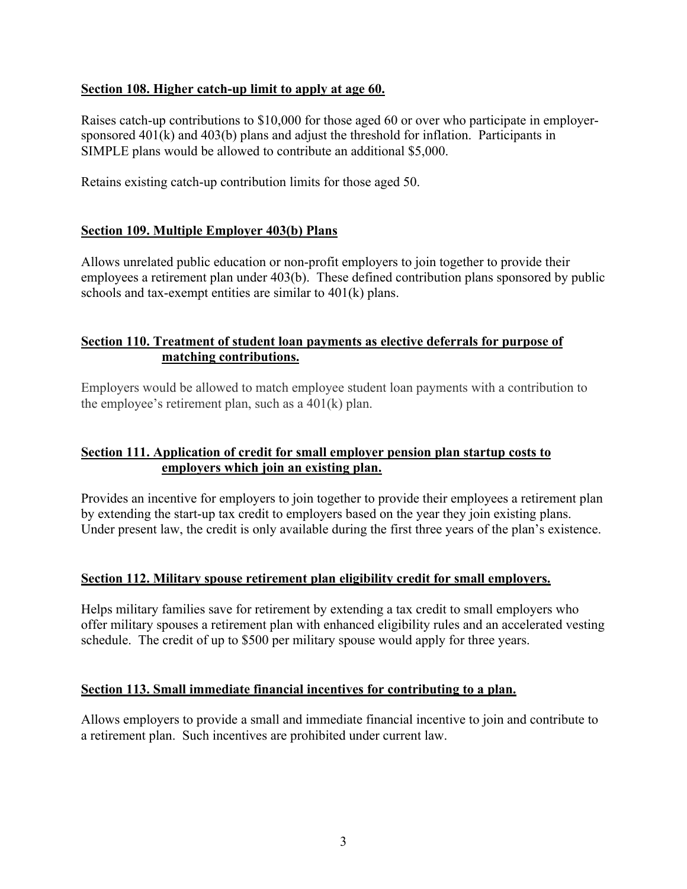**Section 108. Higher catch-up limit to apply at age 60.**

Raises catch-up contributions to $10,000 for those aged 60 or over who participate in employer-sponsored 401(k) and 403(b) plans and adjust the threshold for inflation. Participants in SIMPLE plans would be allowed to contribute an additional $5,000.

Retains existing catch-up contribution limits for those aged 50.

**Section 109. Multiple Employer 403(b) Plans**

Allows unrelated public education or non-profit employers to join together to provide their employees a retirement plan under 403(b). These defined contribution plans sponsored by public schools and tax-exempt entities are similar to 401(k) plans.

**Section 110. Treatment of student loan payments as elective deferrals for purpose of matching contributions.**

Employers would be allowed to match employee student loan payments with a contribution to the employee's retirement plan, such as a 401(k) plan.

**Section 111. Application of credit for small employer pension plan startup costs to employers which join an existing plan.**

Provides an incentive for employers to join together to provide their employees a retirement plan by extending the start-up tax credit to employers based on the year they join existing plans. Under present law, the credit is only available during the first three years of the plan's existence.

**Section 112. Military spouse retirement plan eligibility credit for small employers.**

Helps military families save for retirement by extending a tax credit to small employers who offer military spouses a retirement plan with enhanced eligibility rules and an accelerated vesting schedule. The credit of up to $500 per military spouse would apply for three years.

**Section 113. Small immediate financial incentives for contributing to a plan.**

Allows employers to provide a small and immediate financial incentive to join and contribute to a retirement plan. Such incentives are prohibited under current law.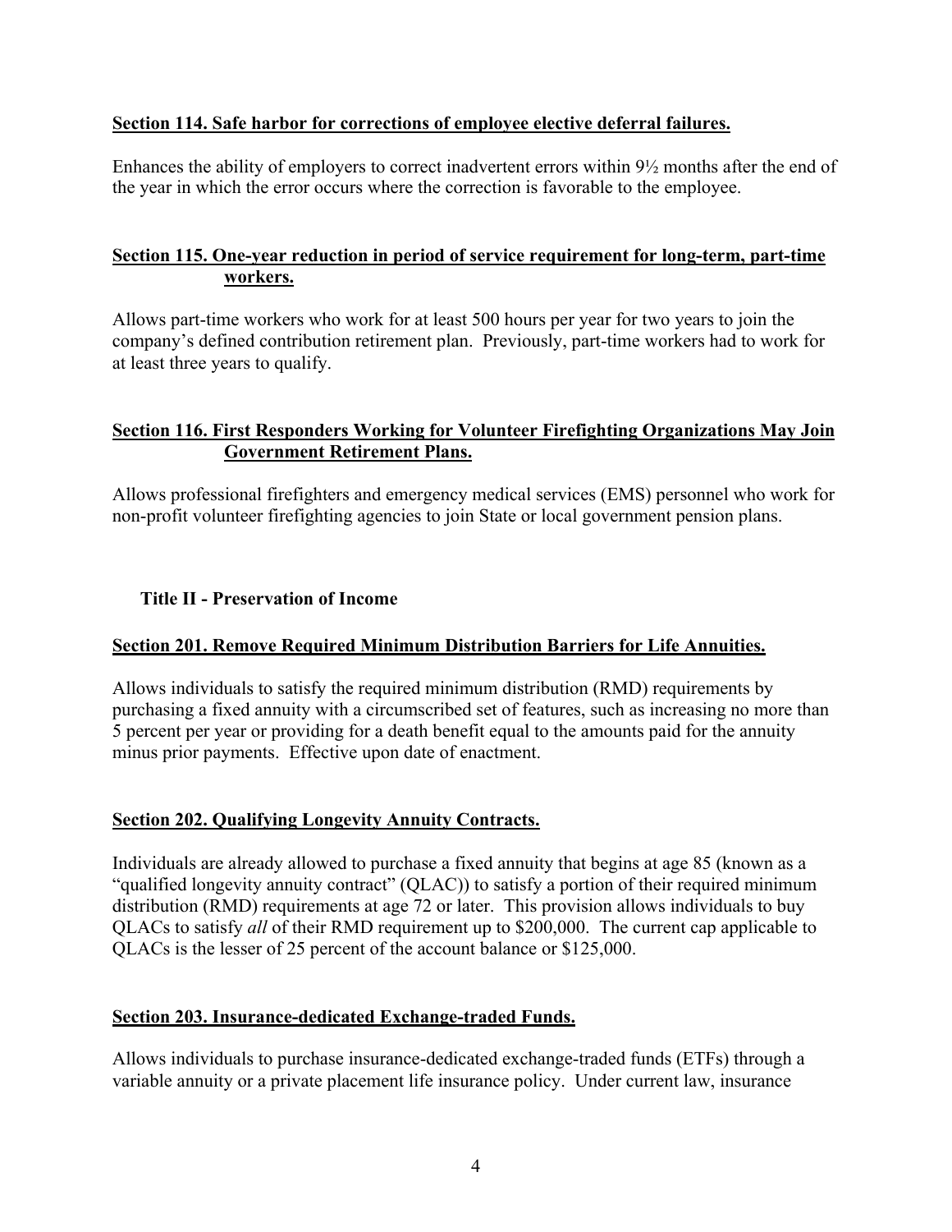**Section 114. Safe harbor for corrections of employee elective deferral failures.**

Enhances the ability of employers to correct inadvertent errors within 9½ months after the end of the year in which the error occurs where the correction is favorable to the employee.

**Section 115. One-year reduction in period of service requirement for long-term, part-time workers.**

Allows part-time workers who work for at least 500 hours per year for two years to join the company's defined contribution retirement plan. Previously, part-time workers had to work for at least three years to qualify.

**Section 116. First Responders Working for Volunteer Firefighting Organizations May Join Government Retirement Plans.**

Allows professional firefighters and emergency medical services (EMS) personnel who work for non-profit volunteer firefighting agencies to join State or local government pension plans.

## Title II - Preservation of Income

**Section 201. Remove Required Minimum Distribution Barriers for Life Annuities.**

Allows individuals to satisfy the required minimum distribution (RMD) requirements by purchasing a fixed annuity with a circumscribed set of features, such as increasing no more than 5 percent per year or providing for a death benefit equal to the amounts paid for the annuity minus prior payments. Effective upon date of enactment.

**Section 202. Qualifying Longevity Annuity Contracts.**

Individuals are already allowed to purchase a fixed annuity that begins at age 85 (known as a "qualified longevity annuity contract" (QLAC)) to satisfy a portion of their required minimum distribution (RMD) requirements at age 72 or later. This provision allows individuals to buy QLACs to satisfy *all* of their RMD requirement up to $200,000. The current cap applicable to QLACs is the lesser of 25 percent of the account balance or $125,000.

**Section 203. Insurance-dedicated Exchange-traded Funds.**

Allows individuals to purchase insurance-dedicated exchange-traded funds (ETFs) through a variable annuity or a private placement life insurance policy. Under current law, insurance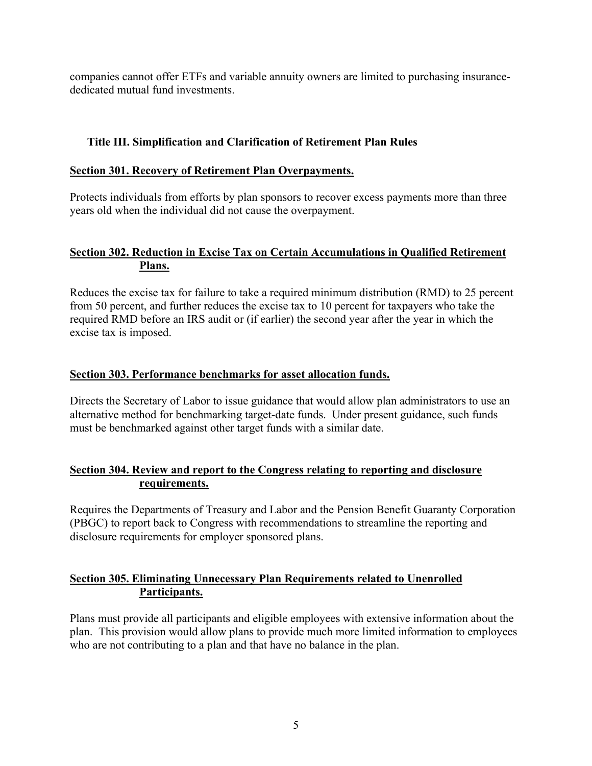companies cannot offer ETFs and variable annuity owners are limited to purchasing insurance-dedicated mutual fund investments.

## Title III. Simplification and Clarification of Retirement Plan Rules

### Section 301. Recovery of Retirement Plan Overpayments.

Protects individuals from efforts by plan sponsors to recover excess payments more than three years old when the individual did not cause the overpayment.

### Section 302. Reduction in Excise Tax on Certain Accumulations in Qualified Retirement Plans.

Reduces the excise tax for failure to take a required minimum distribution (RMD) to 25 percent from 50 percent, and further reduces the excise tax to 10 percent for taxpayers who take the required RMD before an IRS audit or (if earlier) the second year after the year in which the excise tax is imposed.

### Section 303. Performance benchmarks for asset allocation funds.

Directs the Secretary of Labor to issue guidance that would allow plan administrators to use an alternative method for benchmarking target-date funds. Under present guidance, such funds must be benchmarked against other target funds with a similar date.

### Section 304. Review and report to the Congress relating to reporting and disclosure requirements.

Requires the Departments of Treasury and Labor and the Pension Benefit Guaranty Corporation (PBGC) to report back to Congress with recommendations to streamline the reporting and disclosure requirements for employer sponsored plans.

### Section 305. Eliminating Unnecessary Plan Requirements related to Unenrolled Participants.

Plans must provide all participants and eligible employees with extensive information about the plan. This provision would allow plans to provide much more limited information to employees who are not contributing to a plan and that have no balance in the plan.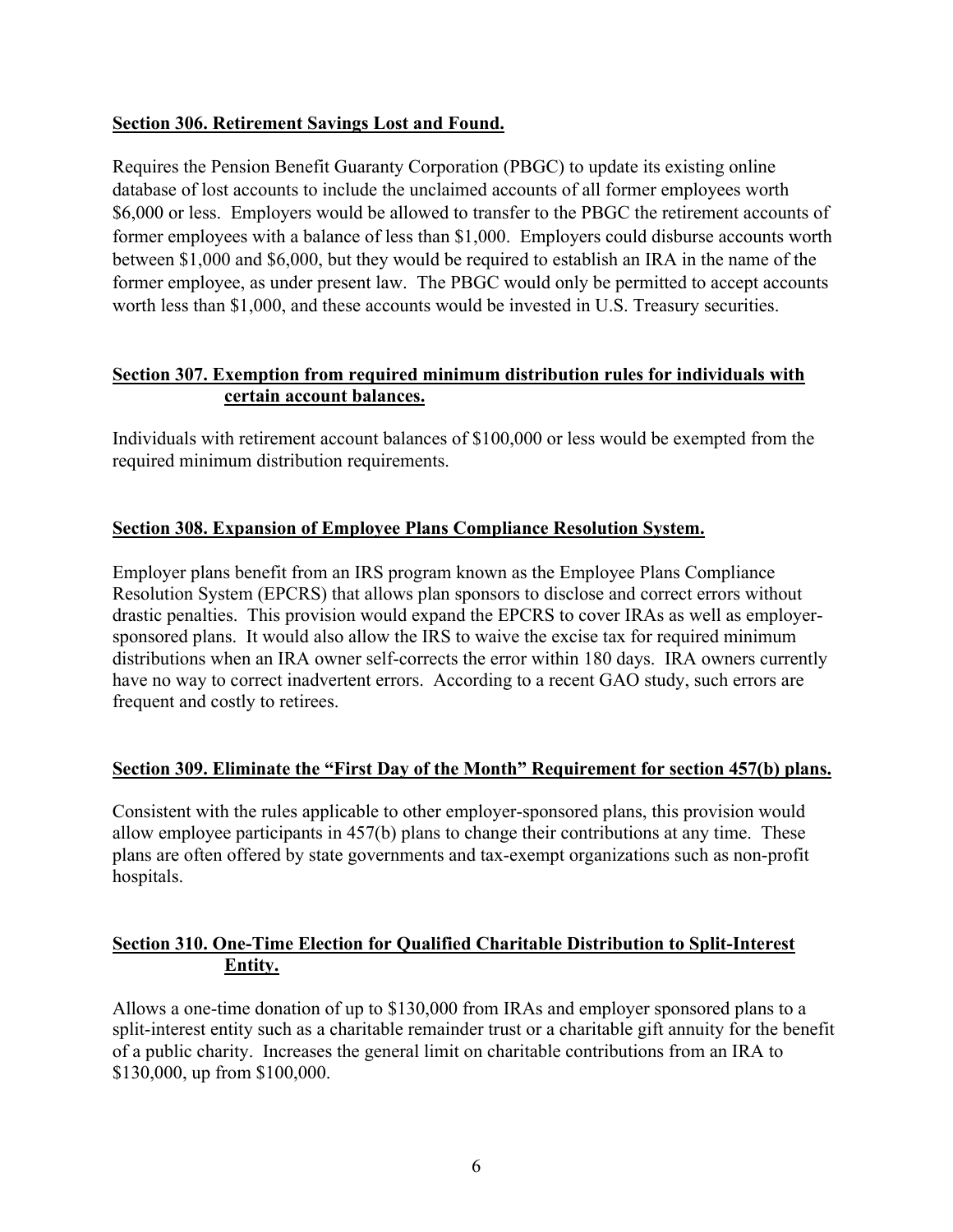**Section 306. Retirement Savings Lost and Found.**

Requires the Pension Benefit Guaranty Corporation (PBGC) to update its existing online database of lost accounts to include the unclaimed accounts of all former employees worth $6,000 or less. Employers would be allowed to transfer to the PBGC the retirement accounts of former employees with a balance of less than $1,000. Employers could disburse accounts worth between $1,000 and $6,000, but they would be required to establish an IRA in the name of the former employee, as under present law. The PBGC would only be permitted to accept accounts worth less than $1,000, and these accounts would be invested in U.S. Treasury securities.

**Section 307. Exemption from required minimum distribution rules for individuals with certain account balances.**

Individuals with retirement account balances of $100,000 or less would be exempted from the required minimum distribution requirements.

**Section 308. Expansion of Employee Plans Compliance Resolution System.**

Employer plans benefit from an IRS program known as the Employee Plans Compliance Resolution System (EPCRS) that allows plan sponsors to disclose and correct errors without drastic penalties. This provision would expand the EPCRS to cover IRAs as well as employer-sponsored plans. It would also allow the IRS to waive the excise tax for required minimum distributions when an IRA owner self-corrects the error within 180 days. IRA owners currently have no way to correct inadvertent errors. According to a recent GAO study, such errors are frequent and costly to retirees.

**Section 309. Eliminate the "First Day of the Month" Requirement for section 457(b) plans.**

Consistent with the rules applicable to other employer-sponsored plans, this provision would allow employee participants in 457(b) plans to change their contributions at any time. These plans are often offered by state governments and tax-exempt organizations such as non-profit hospitals.

**Section 310. One-Time Election for Qualified Charitable Distribution to Split-Interest Entity.**

Allows a one-time donation of up to $130,000 from IRAs and employer sponsored plans to a split-interest entity such as a charitable remainder trust or a charitable gift annuity for the benefit of a public charity. Increases the general limit on charitable contributions from an IRA to $130,000, up from $100,000.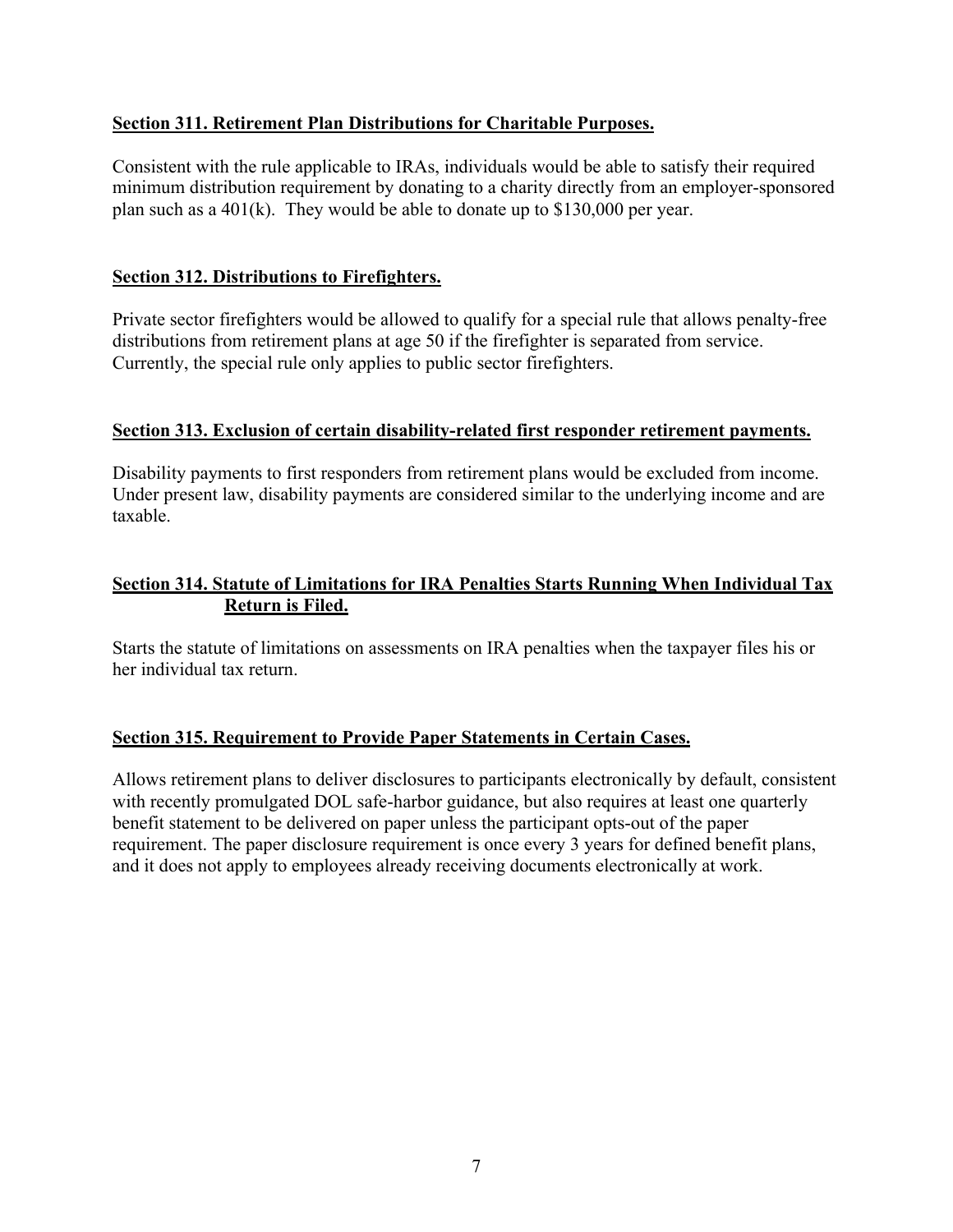**Section 311. Retirement Plan Distributions for Charitable Purposes.**

Consistent with the rule applicable to IRAs, individuals would be able to satisfy their required minimum distribution requirement by donating to a charity directly from an employer-sponsored plan such as a 401(k). They would be able to donate up to $130,000 per year.

**Section 312. Distributions to Firefighters.**

Private sector firefighters would be allowed to qualify for a special rule that allows penalty-free distributions from retirement plans at age 50 if the firefighter is separated from service. Currently, the special rule only applies to public sector firefighters.

**Section 313. Exclusion of certain disability-related first responder retirement payments.**

Disability payments to first responders from retirement plans would be excluded from income. Under present law, disability payments are considered similar to the underlying income and are taxable.

**Section 314. Statute of Limitations for IRA Penalties Starts Running When Individual Tax Return is Filed.**

Starts the statute of limitations on assessments on IRA penalties when the taxpayer files his or her individual tax return.

**Section 315. Requirement to Provide Paper Statements in Certain Cases.**

Allows retirement plans to deliver disclosures to participants electronically by default, consistent with recently promulgated DOL safe-harbor guidance, but also requires at least one quarterly benefit statement to be delivered on paper unless the participant opts-out of the paper requirement. The paper disclosure requirement is once every 3 years for defined benefit plans, and it does not apply to employees already receiving documents electronically at work.